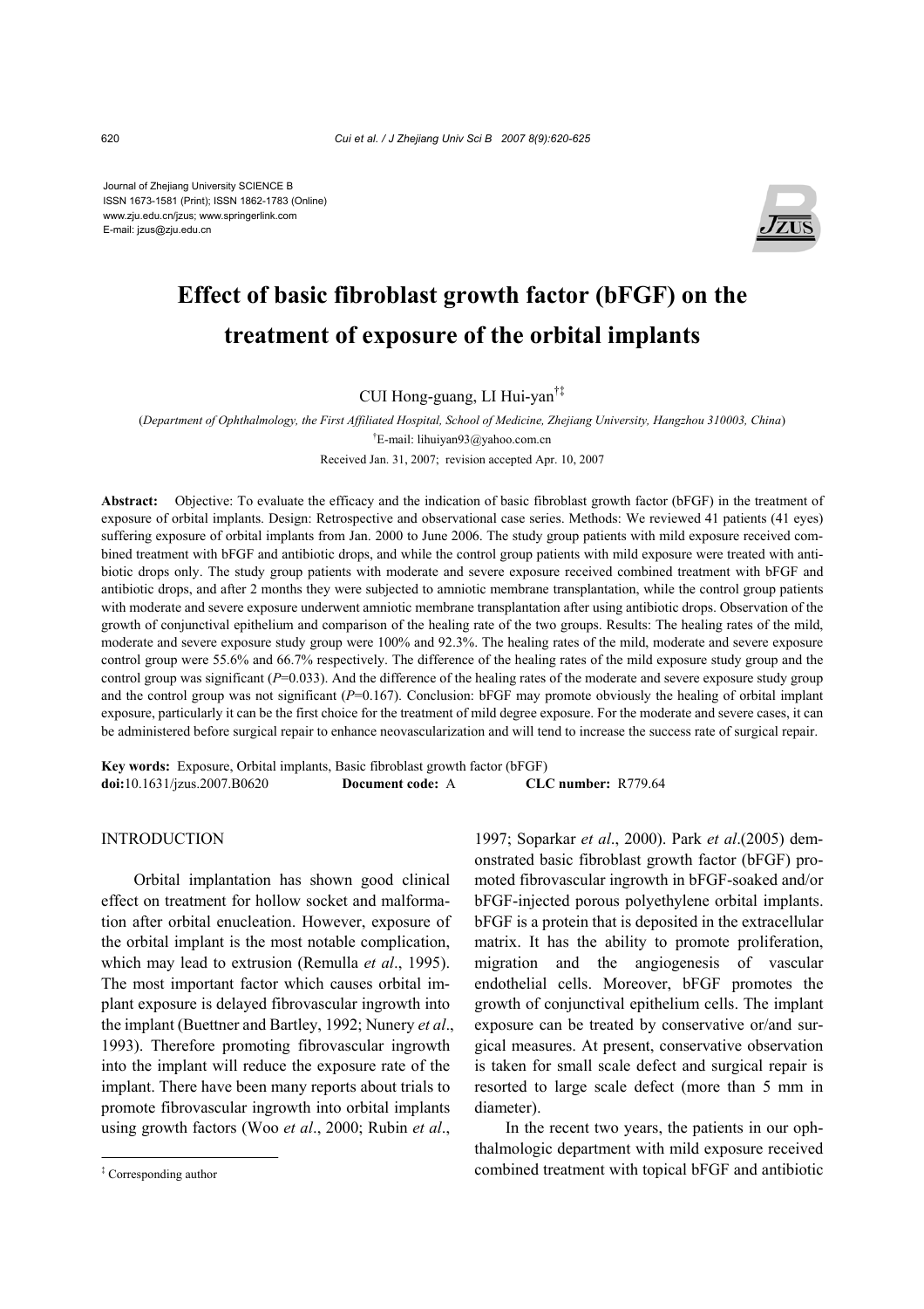Journal of Zhejiang University SCIENCE B
ISSN 1673-1581 (Print); ISSN 1862-1783 (Online)
www.zju.edu.cn/jzus; www.springerlink.com
E-mail: jzus@zju.edu.cn

# Effect of basic fibroblast growth factor (bFGF) on the treatment of exposure of the orbital implants

CUI Hong-guang, LI Hui-yan[†‡]

(*Department of Ophthalmology, the First Affiliated Hospital, School of Medicine, Zhejiang University, Hangzhou 310003, China*)

[†]E-mail: lihuiyan93@yahoo.com.cn

Received Jan. 31, 2007; revision accepted Apr. 10, 2007

**Abstract:** Objective: To evaluate the efficacy and the indication of basic fibroblast growth factor (bFGF) in the treatment of exposure of orbital implants. Design: Retrospective and observational case series. Methods: We reviewed 41 patients (41 eyes) suffering exposure of orbital implants from Jan. 2000 to June 2006. The study group patients with mild exposure received combined treatment with bFGF and antibiotic drops, and while the control group patients with mild exposure were treated with antibiotic drops only. The study group patients with moderate and severe exposure received combined treatment with bFGF and antibiotic drops, and after 2 months they were subjected to amniotic membrane transplantation, while the control group patients with moderate and severe exposure underwent amniotic membrane transplantation after using antibiotic drops. Observation of the growth of conjunctival epithelium and comparison of the healing rate of the two groups. Results: The healing rates of the mild, moderate and severe exposure study group were 100% and 92.3%. The healing rates of the mild, moderate and severe exposure control group were 55.6% and 66.7% respectively. The difference of the healing rates of the mild exposure study group and the control group was significant ($P$=0.033). And the difference of the healing rates of the moderate and severe exposure study group and the control group was not significant ($P$=0.167). Conclusion: bFGF may promote obviously the healing of orbital implant exposure, particularly it can be the first choice for the treatment of mild degree exposure. For the moderate and severe cases, it can be administered before surgical repair to enhance neovascularization and will tend to increase the success rate of surgical repair.

**Key words:** Exposure, Orbital implants, Basic fibroblast growth factor (bFGF)
**doi:**10.1631/jzus.2007.B0620 **Document code:** A **CLC number:** R779.64

## INTRODUCTION

Orbital implantation has shown good clinical effect on treatment for hollow socket and malformation after orbital enucleation. However, exposure of the orbital implant is the most notable complication, which may lead to extrusion (Remulla *et al*., 1995). The most important factor which causes orbital implant exposure is delayed fibrovascular ingrowth into the implant (Buettner and Bartley, 1992; Nunery *et al*., 1993). Therefore promoting fibrovascular ingrowth into the implant will reduce the exposure rate of the implant. There have been many reports about trials to promote fibrovascular ingrowth into orbital implants using growth factors (Woo *et al*., 2000; Rubin *et al*., 1997; Soparkar *et al*., 2000). Park *et al*.(2005) demonstrated basic fibroblast growth factor (bFGF) promoted fibrovascular ingrowth in bFGF-soaked and/or bFGF-injected porous polyethylene orbital implants. bFGF is a protein that is deposited in the extracellular matrix. It has the ability to promote proliferation, migration and the angiogenesis of vascular endothelial cells. Moreover, bFGF promotes the growth of conjunctival epithelium cells. The implant exposure can be treated by conservative or/and surgical measures. At present, conservative observation is taken for small scale defect and surgical repair is resorted to large scale defect (more than 5 mm in diameter).

In the recent two years, the patients in our ophthalmologic department with mild exposure received combined treatment with topical bFGF and antibiotic

[‡] Corresponding author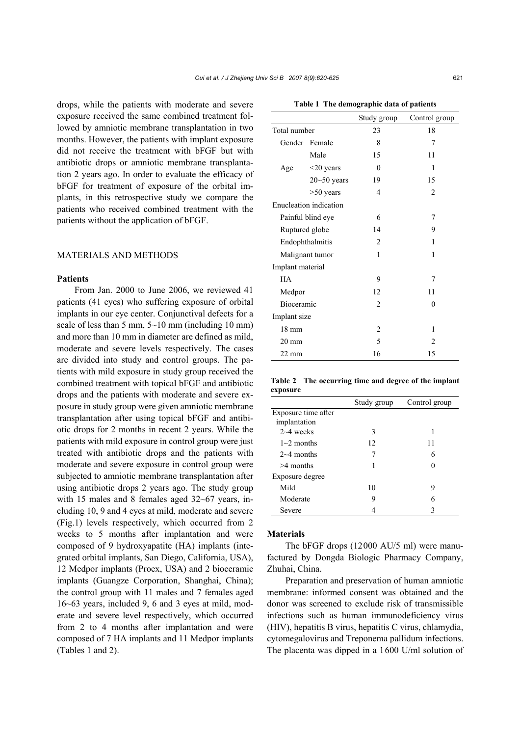drops, while the patients with moderate and severe exposure received the same combined treatment followed by amniotic membrane transplantation in two months. However, the patients with implant exposure did not receive the treatment with bFGF but with antibiotic drops or amniotic membrane transplantation 2 years ago. In order to evaluate the efficacy of bFGF for treatment of exposure of the orbital implants, in this retrospective study we compare the patients who received combined treatment with the patients without the application of bFGF.

## MATERIALS AND METHODS

### Patients

From Jan. 2000 to June 2006, we reviewed 41 patients (41 eyes) who suffering exposure of orbital implants in our eye center. Conjunctival defects for a scale of less than 5 mm, 5~10 mm (including 10 mm) and more than 10 mm in diameter are defined as mild, moderate and severe levels respectively. The cases are divided into study and control groups. The patients with mild exposure in study group received the combined treatment with topical bFGF and antibiotic drops and the patients with moderate and severe exposure in study group were given amniotic membrane transplantation after using topical bFGF and antibiotic drops for 2 months in recent 2 years. While the patients with mild exposure in control group were just treated with antibiotic drops and the patients with moderate and severe exposure in control group were subjected to amniotic membrane transplantation after using antibiotic drops 2 years ago. The study group with 15 males and 8 females aged 32~67 years, including 10, 9 and 4 eyes at mild, moderate and severe (Fig.1) levels respectively, which occurred from 2 weeks to 5 months after implantation and were composed of 9 hydroxyapatite (HA) implants (integrated orbital implants, San Diego, California, USA), 12 Medpor implants (Proex, USA) and 2 bioceramic implants (Guangze Corporation, Shanghai, China); the control group with 11 males and 7 females aged 16~63 years, included 9, 6 and 3 eyes at mild, moderate and severe level respectively, which occurred from 2 to 4 months after implantation and were composed of 7 HA implants and 11 Medpor implants (Tables 1 and 2).

**Table 1 The demographic data of patients**

| | | Study group | Control group |
|---|---|---|---|
| Total number | | 23 | 18 |
| Gender | Female | 8 | 7 |
| | Male | 15 | 11 |
| Age | <20 years | 0 | 1 |
| | 20~50 years | 19 | 15 |
| | >50 years | 4 | 2 |
| Enucleation indication | | | |
| Painful blind eye | | 6 | 7 |
| Ruptured globe | | 14 | 9 |
| Endophthalmitis | | 2 | 1 |
| Malignant tumor | | 1 | 1 |
| Implant material | | | |
| HA | | 9 | 7 |
| Medpor | | 12 | 11 |
| Bioceramic | | 2 | 0 |
| Implant size | | | |
| 18 mm | | 2 | 1 |
| 20 mm | | 5 | 2 |
| 22 mm | | 16 | 15 |

**Table 2 The occurring time and degree of the implant exposure**

| | Study group | Control group |
|---|---|---|
| Exposure time after implantation | | |
| 2~4 weeks | 3 | 1 |
| 1~2 months | 12 | 11 |
| 2~4 months | 7 | 6 |
| >4 months | 1 | 0 |
| Exposure degree | | |
| Mild | 10 | 9 |
| Moderate | 9 | 6 |
| Severe | 4 | 3 |

### Materials

The bFGF drops (12000 AU/5 ml) were manufactured by Dongda Biologic Pharmacy Company, Zhuhai, China.

Preparation and preservation of human amniotic membrane: informed consent was obtained and the donor was screened to exclude risk of transmissible infections such as human immunodeficiency virus (HIV), hepatitis B virus, hepatitis C virus, chlamydia, cytomegalovirus and Treponema pallidum infections. The placenta was dipped in a 1600 U/ml solution of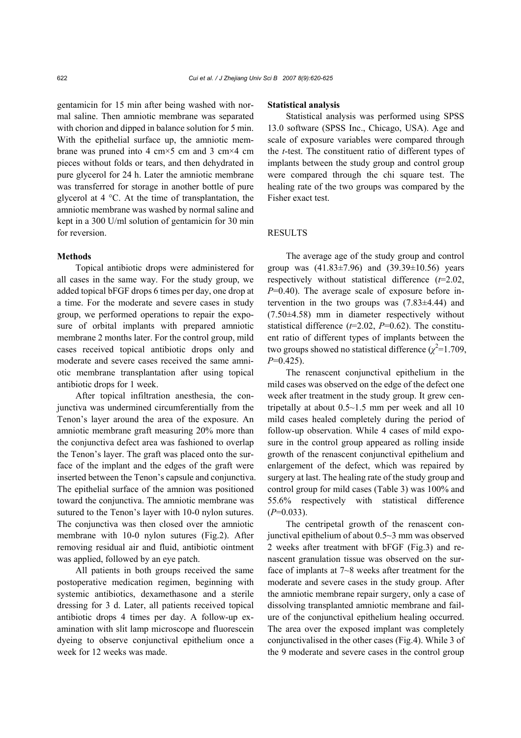gentamicin for 15 min after being washed with normal saline. Then amniotic membrane was separated with chorion and dipped in balance solution for 5 min. With the epithelial surface up, the amniotic membrane was pruned into 4 cm×5 cm and 3 cm×4 cm pieces without folds or tears, and then dehydrated in pure glycerol for 24 h. Later the amniotic membrane was transferred for storage in another bottle of pure glycerol at 4 °C. At the time of transplantation, the amniotic membrane was washed by normal saline and kept in a 300 U/ml solution of gentamicin for 30 min for reversion.

### Methods

Topical antibiotic drops were administered for all cases in the same way. For the study group, we added topical bFGF drops 6 times per day, one drop at a time. For the moderate and severe cases in study group, we performed operations to repair the exposure of orbital implants with prepared amniotic membrane 2 months later. For the control group, mild cases received topical antibiotic drops only and moderate and severe cases received the same amniotic membrane transplantation after using topical antibiotic drops for 1 week.

After topical infiltration anesthesia, the conjunctiva was undermined circumferentially from the Tenon's layer around the area of the exposure. An amniotic membrane graft measuring 20% more than the conjunctiva defect area was fashioned to overlap the Tenon's layer. The graft was placed onto the surface of the implant and the edges of the graft were inserted between the Tenon's capsule and conjunctiva. The epithelial surface of the amnion was positioned toward the conjunctiva. The amniotic membrane was sutured to the Tenon's layer with 10-0 nylon sutures. The conjunctiva was then closed over the amniotic membrane with 10-0 nylon sutures (Fig.2). After removing residual air and fluid, antibiotic ointment was applied, followed by an eye patch.

All patients in both groups received the same postoperative medication regimen, beginning with systemic antibiotics, dexamethasone and a sterile dressing for 3 d. Later, all patients received topical antibiotic drops 4 times per day. A follow-up examination with slit lamp microscope and fluorescein dyeing to observe conjunctival epithelium once a week for 12 weeks was made.

### Statistical analysis

Statistical analysis was performed using SPSS 13.0 software (SPSS Inc., Chicago, USA). Age and scale of exposure variables were compared through the *t*-test. The constituent ratio of different types of implants between the study group and control group were compared through the chi square test. The healing rate of the two groups was compared by the Fisher exact test.

## RESULTS

The average age of the study group and control group was (41.83±7.96) and (39.39±10.56) years respectively without statistical difference ($t$=2.02, $P$=0.40). The average scale of exposure before intervention in the two groups was (7.83±4.44) and (7.50±4.58) mm in diameter respectively without statistical difference ($t$=2.02, $P$=0.62). The constituent ratio of different types of implants between the two groups showed no statistical difference ($\chi^2$=1.709, $P$=0.425).

The renascent conjunctival epithelium in the mild cases was observed on the edge of the defect one week after treatment in the study group. It grew centripetally at about 0.5~1.5 mm per week and all 10 mild cases healed completely during the period of follow-up observation. While 4 cases of mild exposure in the control group appeared as rolling inside growth of the renascent conjunctival epithelium and enlargement of the defect, which was repaired by surgery at last. The healing rate of the study group and control group for mild cases (Table 3) was 100% and 55.6% respectively with statistical difference ($P$=0.033).

The centripetal growth of the renascent conjunctival epithelium of about 0.5~3 mm was observed 2 weeks after treatment with bFGF (Fig.3) and renascent granulation tissue was observed on the surface of implants at 7~8 weeks after treatment for the moderate and severe cases in the study group. After the amniotic membrane repair surgery, only a case of dissolving transplanted amniotic membrane and failure of the conjunctival epithelium healing occurred. The area over the exposed implant was completely conjunctivalised in the other cases (Fig.4). While 3 of the 9 moderate and severe cases in the control group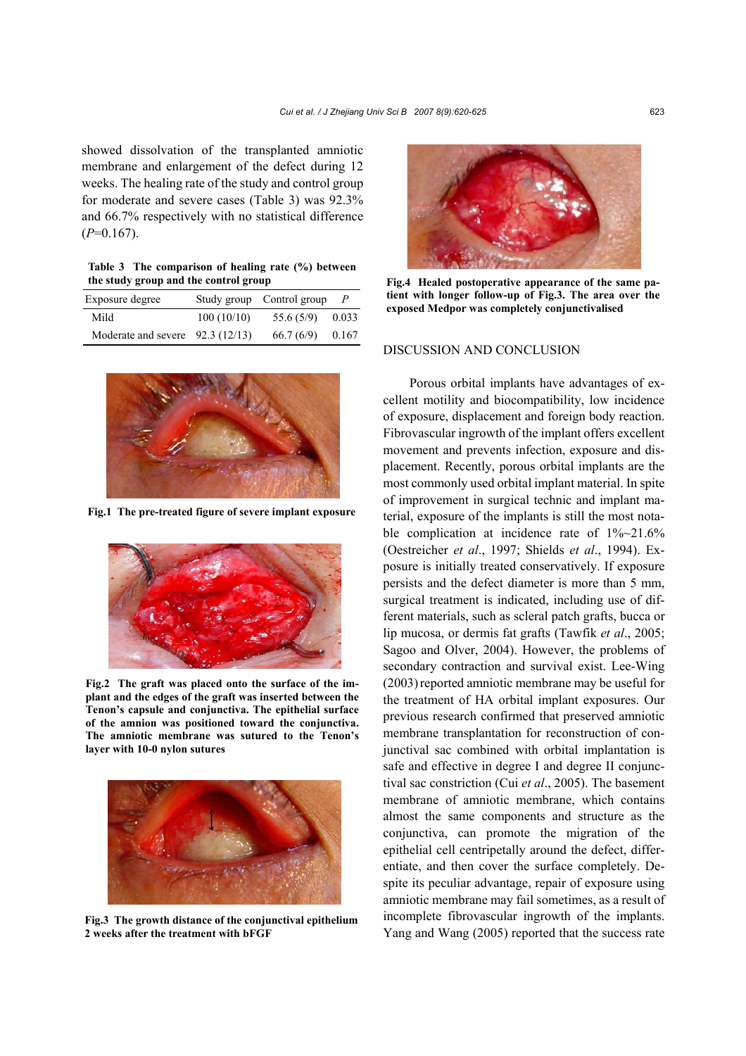showed dissolution of the transplanted amniotic membrane and enlargement of the defect during 12 weeks. The healing rate of the study and control group for moderate and severe cases (Table 3) was 92.3% and 66.7% respectively with no statistical difference ($P$=0.167).

**Table 3 The comparison of healing rate (%) between the study group and the control group**

| Exposure degree | Study group | Control group | $P$ |
|---|---|---|---|
| Mild | 100 (10/10) | 55.6 (5/9) | 0.033 |
| Moderate and severe | 92.3 (12/13) | 66.7 (6/9) | 0.167 |

**Fig.1 The pre-treated figure of severe implant exposure**

**Fig.2 The graft was placed onto the surface of the implant and the edges of the graft was inserted between the Tenon's capsule and conjunctiva. The epithelial surface of the amnion was positioned toward the conjunctiva. The amniotic membrane was sutured to the Tenon's layer with 10-0 nylon sutures**

**Fig.3 The growth distance of the conjunctival epithelium 2 weeks after the treatment with bFGF**

**Fig.4 Healed postoperative appearance of the same patient with longer follow-up of Fig.3. The area over the exposed Medpor was completely conjunctivalised**

## DISCUSSION AND CONCLUSION

Porous orbital implants have advantages of excellent motility and biocompatibility, low incidence of exposure, displacement and foreign body reaction. Fibrovascular ingrowth of the implant offers excellent movement and prevents infection, exposure and displacement. Recently, porous orbital implants are the most commonly used orbital implant material. In spite of improvement in surgical technic and implant material, exposure of the implants is still the most notable complication at incidence rate of 1%~21.6% (Oestreicher *et al*., 1997; Shields *et al*., 1994). Exposure is initially treated conservatively. If exposure persists and the defect diameter is more than 5 mm, surgical treatment is indicated, including use of different materials, such as scleral patch grafts, bucca or lip mucosa, or dermis fat grafts (Tawfik *et al*., 2005; Sagoo and Olver, 2004). However, the problems of secondary contraction and survival exist. Lee-Wing (2003) reported amniotic membrane may be useful for the treatment of HA orbital implant exposures. Our previous research confirmed that preserved amniotic membrane transplantation for reconstruction of conjunctival sac combined with orbital implantation is safe and effective in degree I and degree II conjunctival sac constriction (Cui *et al*., 2005). The basement membrane of amniotic membrane, which contains almost the same components and structure as the conjunctiva, can promote the migration of the epithelial cell centripetally around the defect, differentiate, and then cover the surface completely. Despite its peculiar advantage, repair of exposure using amniotic membrane may fail sometimes, as a result of incomplete fibrovascular ingrowth of the implants. Yang and Wang (2005) reported that the success rate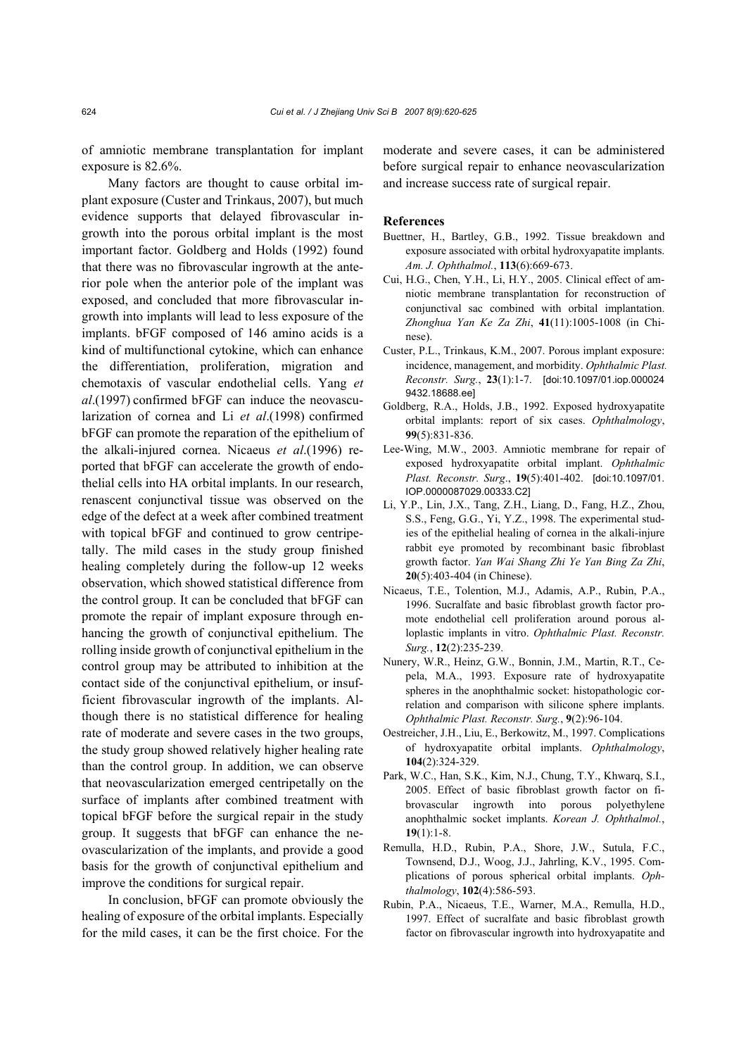of amniotic membrane transplantation for implant exposure is 82.6%.

Many factors are thought to cause orbital implant exposure (Custer and Trinkaus, 2007), but much evidence supports that delayed fibrovascular ingrowth into the porous orbital implant is the most important factor. Goldberg and Holds (1992) found that there was no fibrovascular ingrowth at the anterior pole when the anterior pole of the implant was exposed, and concluded that more fibrovascular ingrowth into implants will lead to less exposure of the implants. bFGF composed of 146 amino acids is a kind of multifunctional cytokine, which can enhance the differentiation, proliferation, migration and chemotaxis of vascular endothelial cells. Yang *et al*.(1997) confirmed bFGF can induce the neovascularization of cornea and Li *et al*.(1998) confirmed bFGF can promote the reparation of the epithelium of the alkali-injured cornea. Nicaeus *et al*.(1996) reported that bFGF can accelerate the growth of endothelial cells into HA orbital implants. In our research, renascent conjunctival tissue was observed on the edge of the defect at a week after combined treatment with topical bFGF and continued to grow centripetally. The mild cases in the study group finished healing completely during the follow-up 12 weeks observation, which showed statistical difference from the control group. It can be concluded that bFGF can promote the repair of implant exposure through enhancing the growth of conjunctival epithelium. The rolling inside growth of conjunctival epithelium in the control group may be attributed to inhibition at the contact side of the conjunctival epithelium, or insufficient fibrovascular ingrowth of the implants. Although there is no statistical difference for healing rate of moderate and severe cases in the two groups, the study group showed relatively higher healing rate than the control group. In addition, we can observe that neovascularization emerged centripetally on the surface of implants after combined treatment with topical bFGF before the surgical repair in the study group. It suggests that bFGF can enhance the neovascularization of the implants, and provide a good basis for the growth of conjunctival epithelium and improve the conditions for surgical repair.

In conclusion, bFGF can promote obviously the healing of exposure of the orbital implants. Especially for the mild cases, it can be the first choice. For the moderate and severe cases, it can be administered before surgical repair to enhance neovascularization and increase success rate of surgical repair.

## References

Buettner, H., Bartley, G.B., 1992. Tissue breakdown and exposure associated with orbital hydroxyapatite implants. *Am. J. Ophthalmol.*, **113**(6):669-673.

Cui, H.G., Chen, Y.H., Li, H.Y., 2005. Clinical effect of amniotic membrane transplantation for reconstruction of conjunctival sac combined with orbital implantation. *Zhonghua Yan Ke Za Zhi*, **41**(11):1005-1008 (in Chinese).

Custer, P.L., Trinkaus, K.M., 2007. Porous implant exposure: incidence, management, and morbidity. *Ophthalmic Plast. Reconstr. Surg.*, **23**(1):1-7. [doi:10.1097/01.iop.0000249432.18688.ee]

Goldberg, R.A., Holds, J.B., 1992. Exposed hydroxyapatite orbital implants: report of six cases. *Ophthalmology*, **99**(5):831-836.

Lee-Wing, M.W., 2003. Amniotic membrane for repair of exposed hydroxyapatite orbital implant. *Ophthalmic Plast. Reconstr. Surg*., **19**(5):401-402. [doi:10.1097/01.IOP.0000087029.00333.C2]

Li, Y.P., Lin, J.X., Tang, Z.H., Liang, D., Fang, H.Z., Zhou, S.S., Feng, G.G., Yi, Y.Z., 1998. The experimental studies of the epithelial healing of cornea in the alkali-injure rabbit eye promoted by recombinant basic fibroblast growth factor. *Yan Wai Shang Zhi Ye Yan Bing Za Zhi*, **20**(5):403-404 (in Chinese).

Nicaeus, T.E., Tolention, M.J., Adamis, A.P., Rubin, P.A., 1996. Sucralfate and basic fibroblast growth factor promote endothelial cell proliferation around porous alloplastic implants in vitro. *Ophthalmic Plast. Reconstr. Surg.*, **12**(2):235-239.

Nunery, W.R., Heinz, G.W., Bonnin, J.M., Martin, R.T., Cepela, M.A., 1993. Exposure rate of hydroxyapatite spheres in the anophthalmic socket: histopathologic correlation and comparison with silicone sphere implants. *Ophthalmic Plast. Reconstr. Surg.*, **9**(2):96-104.

Oestreicher, J.H., Liu, E., Berkowitz, M., 1997. Complications of hydroxyapatite orbital implants. *Ophthalmology*, **104**(2):324-329.

Park, W.C., Han, S.K., Kim, N.J., Chung, T.Y., Khwarq, S.I., 2005. Effect of basic fibroblast growth factor on fibrovascular ingrowth into porous polyethylene anophthalmic socket implants. *Korean J. Ophthalmol.*, **19**(1):1-8.

Remulla, H.D., Rubin, P.A., Shore, J.W., Sutula, F.C., Townsend, D.J., Woog, J.J., Jahrling, K.V., 1995. Complications of porous spherical orbital implants. *Ophthalmology*, **102**(4):586-593.

Rubin, P.A., Nicaeus, T.E., Warner, M.A., Remulla, H.D., 1997. Effect of sucralfate and basic fibroblast growth factor on fibrovascular ingrowth into hydroxyapatite and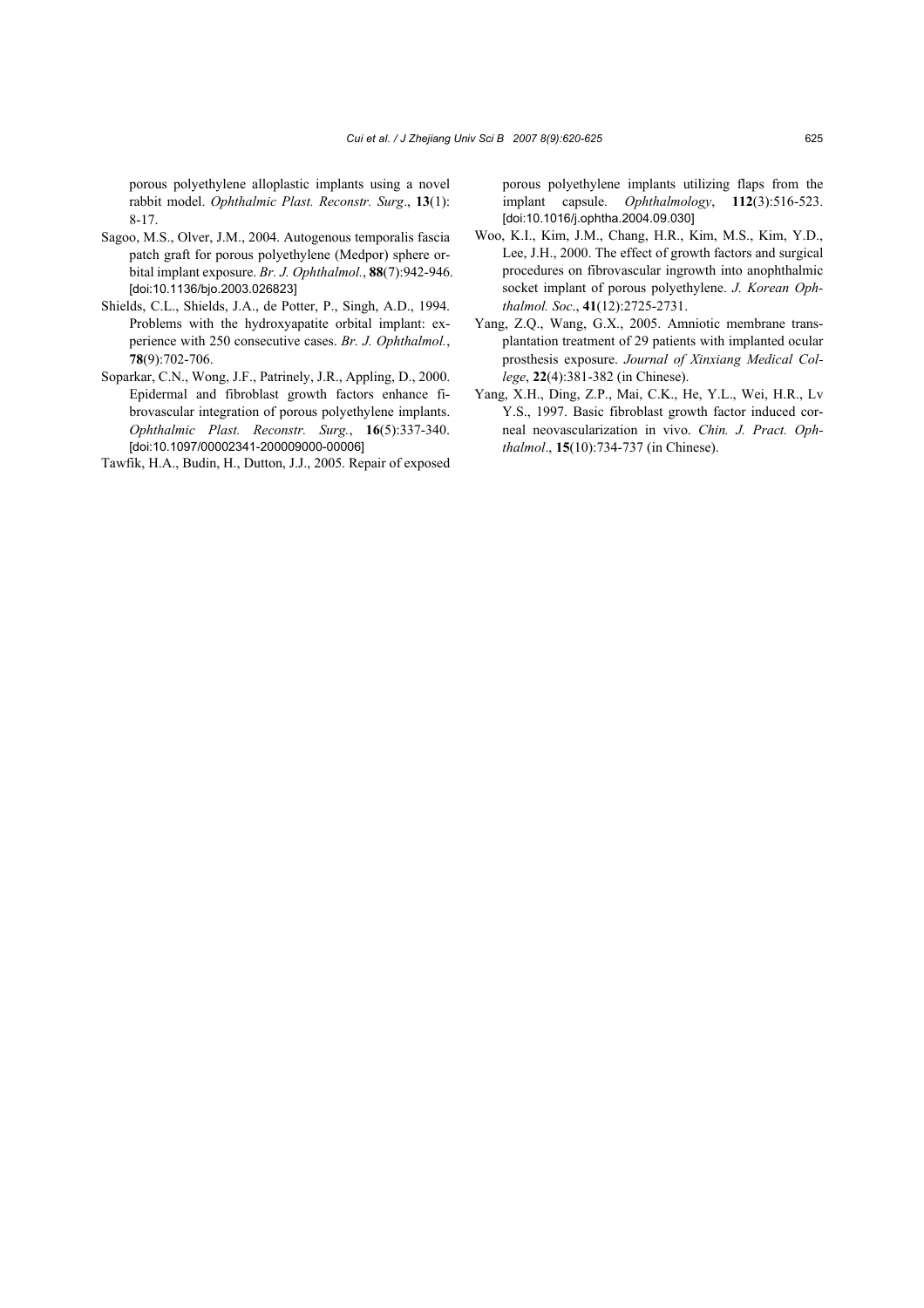porous polyethylene alloplastic implants using a novel rabbit model. *Ophthalmic Plast. Reconstr. Surg*., **13**(1): 8-17.

Sagoo, M.S., Olver, J.M., 2004. Autogenous temporalis fascia patch graft for porous polyethylene (Medpor) sphere orbital implant exposure. *Br. J. Ophthalmol.*, **88**(7):942-946. [doi:10.1136/bjo.2003.026823]

Shields, C.L., Shields, J.A., de Potter, P., Singh, A.D., 1994. Problems with the hydroxyapatite orbital implant: experience with 250 consecutive cases. *Br. J. Ophthalmol.*, **78**(9):702-706.

Soparkar, C.N., Wong, J.F., Patrinely, J.R., Appling, D., 2000. Epidermal and fibroblast growth factors enhance fibrovascular integration of porous polyethylene implants. *Ophthalmic Plast. Reconstr. Surg.*, **16**(5):337-340. [doi:10.1097/00002341-200009000-00006]

Tawfik, H.A., Budin, H., Dutton, J.J., 2005. Repair of exposed porous polyethylene implants utilizing flaps from the implant capsule. *Ophthalmology*, **112**(3):516-523. [doi:10.1016/j.ophtha.2004.09.030]

Woo, K.I., Kim, J.M., Chang, H.R., Kim, M.S., Kim, Y.D., Lee, J.H., 2000. The effect of growth factors and surgical procedures on fibrovascular ingrowth into anophthalmic socket implant of porous polyethylene. *J. Korean Ophthalmol. Soc*., **41**(12):2725-2731.

Yang, Z.Q., Wang, G.X., 2005. Amniotic membrane transplantation treatment of 29 patients with implanted ocular prosthesis exposure. *Journal of Xinxiang Medical College*, **22**(4):381-382 (in Chinese).

Yang, X.H., Ding, Z.P., Mai, C.K., He, Y.L., Wei, H.R., Lv Y.S., 1997. Basic fibroblast growth factor induced corneal neovascularization in vivo. *Chin. J. Pract. Ophthalmol*., **15**(10):734-737 (in Chinese).